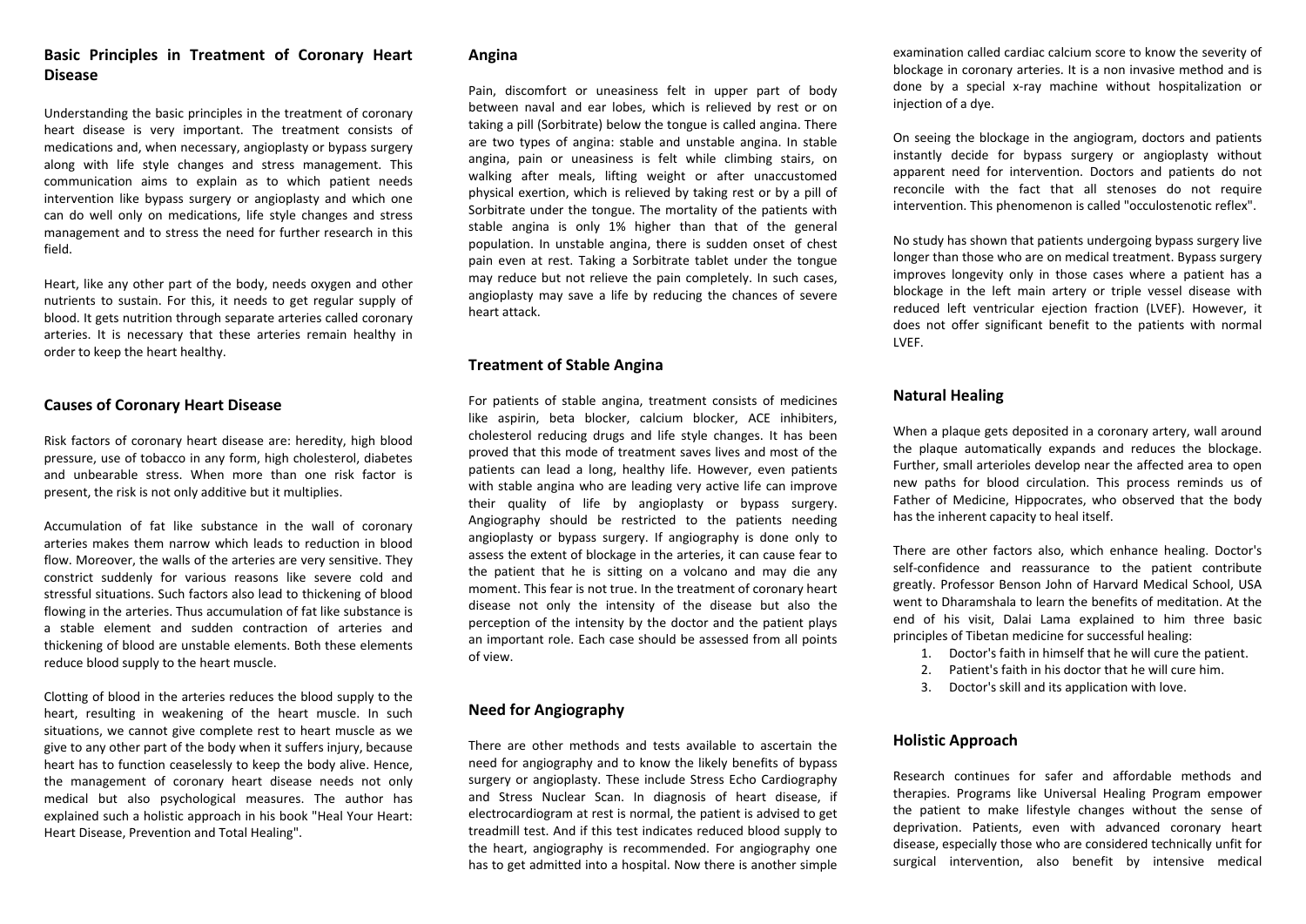## Basic Principles in Treatment of Coronary Heart Disease

Understanding the basic principles in the treatment of coronary heart disease is very important. The treatment consists of medications and, when necessary, angioplasty or bypass surgery along with life style changes and stress management. This communication aims to explain as to which patient needs intervention like bypass surgery or angioplasty and which one can do well only on medications, life style changes and stress management and to stress the need for further research in this field.

Heart, like any other part of the body, needs oxygen and other nutrients to sustain. For this, it needs to get regular supply of blood. It gets nutrition through separate arteries called coronary arteries. It is necessary that these arteries remain healthy in order to keep the heart healthy.

## Causes of Coronary Heart Disease

Risk factors of coronary heart disease are: heredity, high blood pressure, use of tobacco in any form, high cholesterol, diabetes and unbearable stress. When more than one risk factor is present, the risk is not only additive but it multiplies.

Accumulation of fat like substance in the wall of coronary arteries makes them narrow which leads to reduction in blood flow. Moreover, the walls of the arteries are very sensitive. They constrict suddenly for various reasons like severe cold and stressful situations. Such factors also lead to thickening of blood flowing in the arteries. Thus accumulation of fat like substance is a stable element and sudden contraction of arteries and thickening of blood are unstable elements. Both these elements reduce blood supply to the heart muscle.

Clotting of blood in the arteries reduces the blood supply to the heart, resulting in weakening of the heart muscle. In such situations, we cannot give complete rest to heart muscle as we give to any other part of the body when it suffers injury, because heart has to function ceaselessly to keep the body alive. Hence, the management of coronary heart disease needs not only medical but also psychological measures. The author has explained such a holistic approach in his book "Heal Your Heart: Heart Disease, Prevention and Total Healing".

## Angina

Pain, discomfort or uneasiness felt in upper part of body between naval and ear lobes, which is relieved by rest or on taking a pill (Sorbitrate) below the tongue is called angina. There are two types of angina: stable and unstable angina. In stable angina, pain or uneasiness is felt while climbing stairs, on walking after meals, lifting weight or after unaccustomed physical exertion, which is relieved by taking rest or by a pill of Sorbitrate under the tongue. The mortality of the patients with stable angina is only 1% higher than that of the general population. In unstable angina, there is sudden onset of chest pain even at rest. Taking a Sorbitrate tablet under the tongue may reduce but not relieve the pain completely. In such cases, angioplasty may save a life by reducing the chances of severe heart attack.

## Treatment of Stable Angina

For patients of stable angina, treatment consists of medicines like aspirin, beta blocker, calcium blocker, ACE inhibiters, cholesterol reducing drugs and life style changes. It has been proved that this mode of treatment saves lives and most of the patients can lead a long, healthy life. However, even patients with stable angina who are leading very active life can improve their quality of life by angioplasty or bypass surgery. Angiography should be restricted to the patients needing angioplasty or bypass surgery. If angiography is done only to assess the extent of blockage in the arteries, it can cause fear to the patient that he is sitting on a volcano and may die any moment. This fear is not true. In the treatment of coronary heart disease not only the intensity of the disease but also the perception of the intensity by the doctor and the patient plays an important role. Each case should be assessed from all points of view.

## Need for Angiography

There are other methods and tests available to ascertain the need for angiography and to know the likely benefits of bypass surgery or angioplasty. These include Stress Echo Cardiography and Stress Nuclear Scan. In diagnosis of heart disease, if electrocardiogram at rest is normal, the patient is advised to get treadmill test. And if this test indicates reduced blood supply to the heart, angiography is recommended. For angiography one has to get admitted into a hospital. Now there is another simple examination called cardiac calcium score to know the severity of blockage in coronary arteries. It is a non invasive method and is done by a special x-ray machine without hospitalization or injection of a dye.

On seeing the blockage in the angiogram, doctors and patients instantly decide for bypass surgery or angioplasty without apparent need for intervention. Doctors and patients do not reconcile with the fact that all stenoses do not require intervention. This phenomenon is called "occulostenotic reflex".

No study has shown that patients undergoing bypass surgery live longer than those who are on medical treatment. Bypass surgery improves longevity only in those cases where a patient has a blockage in the left main artery or triple vessel disease with reduced left ventricular ejection fraction (LVEF). However, it does not offer significant benefit to the patients with normal LVEF.

## Natural Healing

When a plaque gets deposited in a coronary artery, wall around the plaque automatically expands and reduces the blockage. Further, small arterioles develop near the affected area to open new paths for blood circulation. This process reminds us of Father of Medicine, Hippocrates, who observed that the body has the inherent capacity to heal itself.

There are other factors also, which enhance healing. Doctor's self-confidence and reassurance to the patient contribute greatly. Professor Benson John of Harvard Medical School, USA went to Dharamshala to learn the benefits of meditation. At the end of his visit, Dalai Lama explained to him three basic principles of Tibetan medicine for successful healing:

1. Doctor's faith in himself that he will cure the patient.
2. Patient's faith in his doctor that he will cure him.
3. Doctor's skill and its application with love.

## Holistic Approach

Research continues for safer and affordable methods and therapies. Programs like Universal Healing Program empower the patient to make lifestyle changes without the sense of deprivation. Patients, even with advanced coronary heart disease, especially those who are considered technically unfit for surgical intervention, also benefit by intensive medical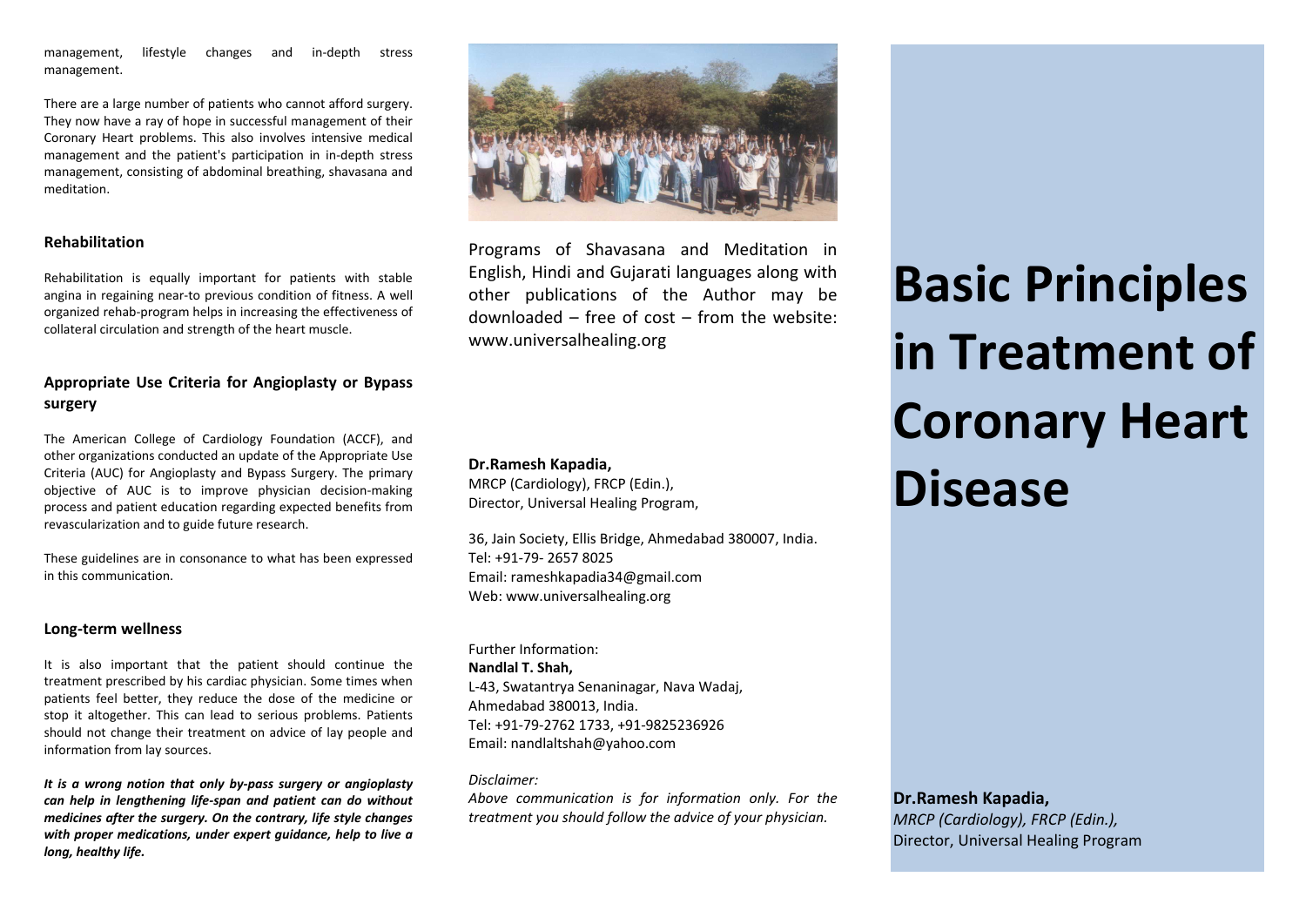management, lifestyle changes and in-depth stress management.

There are a large number of patients who cannot afford surgery. They now have a ray of hope in successful management of their Coronary Heart problems. This also involves intensive medical management and the patient's participation in in-depth stress management, consisting of abdominal breathing, shavasana and meditation.

### Rehabilitation

Rehabilitation is equally important for patients with stable angina in regaining near-to previous condition of fitness. A well organized rehab-program helps in increasing the effectiveness of collateral circulation and strength of the heart muscle.

### Appropriate Use Criteria for Angioplasty or Bypass surgery

The American College of Cardiology Foundation (ACCF), and other organizations conducted an update of the Appropriate Use Criteria (AUC) for Angioplasty and Bypass Surgery. The primary objective of AUC is to improve physician decision-making process and patient education regarding expected benefits from revascularization and to guide future research.

These guidelines are in consonance to what has been expressed in this communication.

### Long-term wellness

It is also important that the patient should continue the treatment prescribed by his cardiac physician. Some times when patients feel better, they reduce the dose of the medicine or stop it altogether. This can lead to serious problems. Patients should not change their treatment on advice of lay people and information from lay sources.

***It is a wrong notion that only by-pass surgery or angioplasty can help in lengthening life-span and patient can do without medicines after the surgery. On the contrary, life style changes with proper medications, under expert guidance, help to live a long, healthy life.***

Programs of Shavasana and Meditation in English, Hindi and Gujarati languages along with other publications of the Author may be downloaded – free of cost – from the website: www.universalhealing.org

**Dr.Ramesh Kapadia,**
MRCP (Cardiology), FRCP (Edin.),
Director, Universal Healing Program,

36, Jain Society, Ellis Bridge, Ahmedabad 380007, India.
Tel: +91-79- 2657 8025
Email: rameshkapadia34@gmail.com
Web: www.universalhealing.org

Further Information:
**Nandlal T. Shah,**
L-43, Swatantrya Senaninagar, Nava Wadaj,
Ahmedabad 380013, India.
Tel: +91-79-2762 1733, +91-9825236926
Email: nandlaltshah@yahoo.com

*Disclaimer:*
*Above communication is for information only. For the treatment you should follow the advice of your physician.*

# Basic Principles in Treatment of Coronary Heart Disease

**Dr.Ramesh Kapadia,**
*MRCP (Cardiology), FRCP (Edin.),*
Director, Universal Healing Program